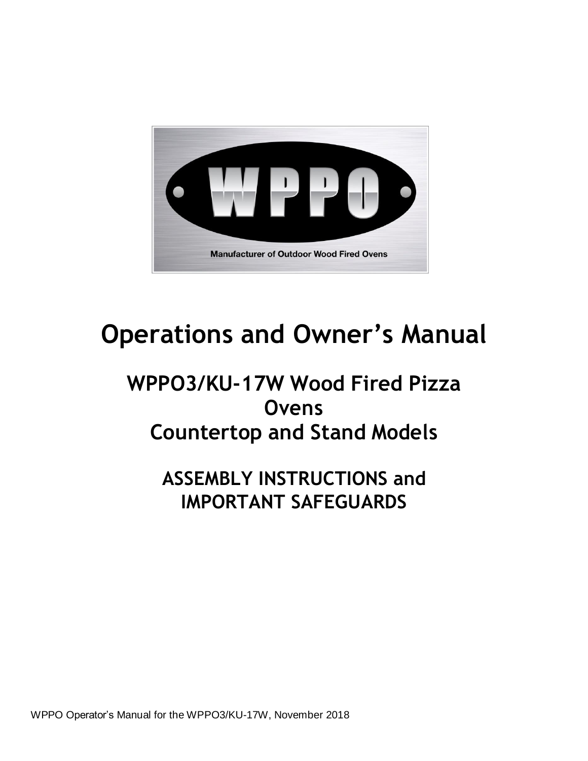WPPO

Manufacturer of Outdoor Wood Fired Ovens

# Operations and Owner's Manual

## WPPO3/KU-17W Wood Fired Pizza Ovens Countertop and Stand Models

## ASSEMBLY INSTRUCTIONS and IMPORTANT SAFEGUARDS

WPPO Operator's Manual for the WPPO3/KU-17W, November 2018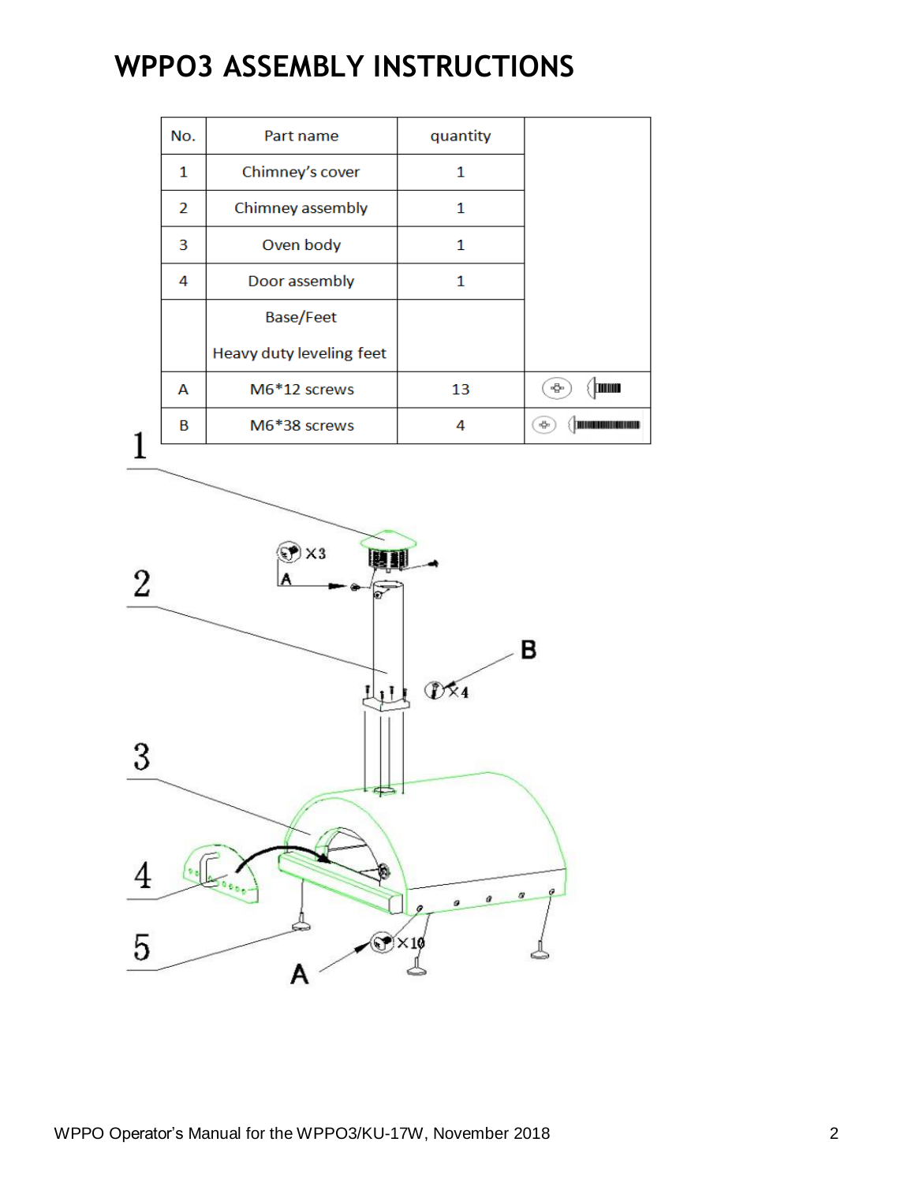# WPPO3 ASSEMBLY INSTRUCTIONS

| No. | Part name | quantity | |
|---|---|---|---|
| 1 | Chimney's cover | 1 | |
| 2 | Chimney assembly | 1 | |
| 3 | Oven body | 1 | |
| 4 | Door assembly | 1 | |
| | Base/Feet<br>Heavy duty leveling feet | | |
| A | M6*12 screws | 13 | |
| B | M6*38 screws | 4 | |

1

2

3

4

5

×3

A

B

×4

×10

A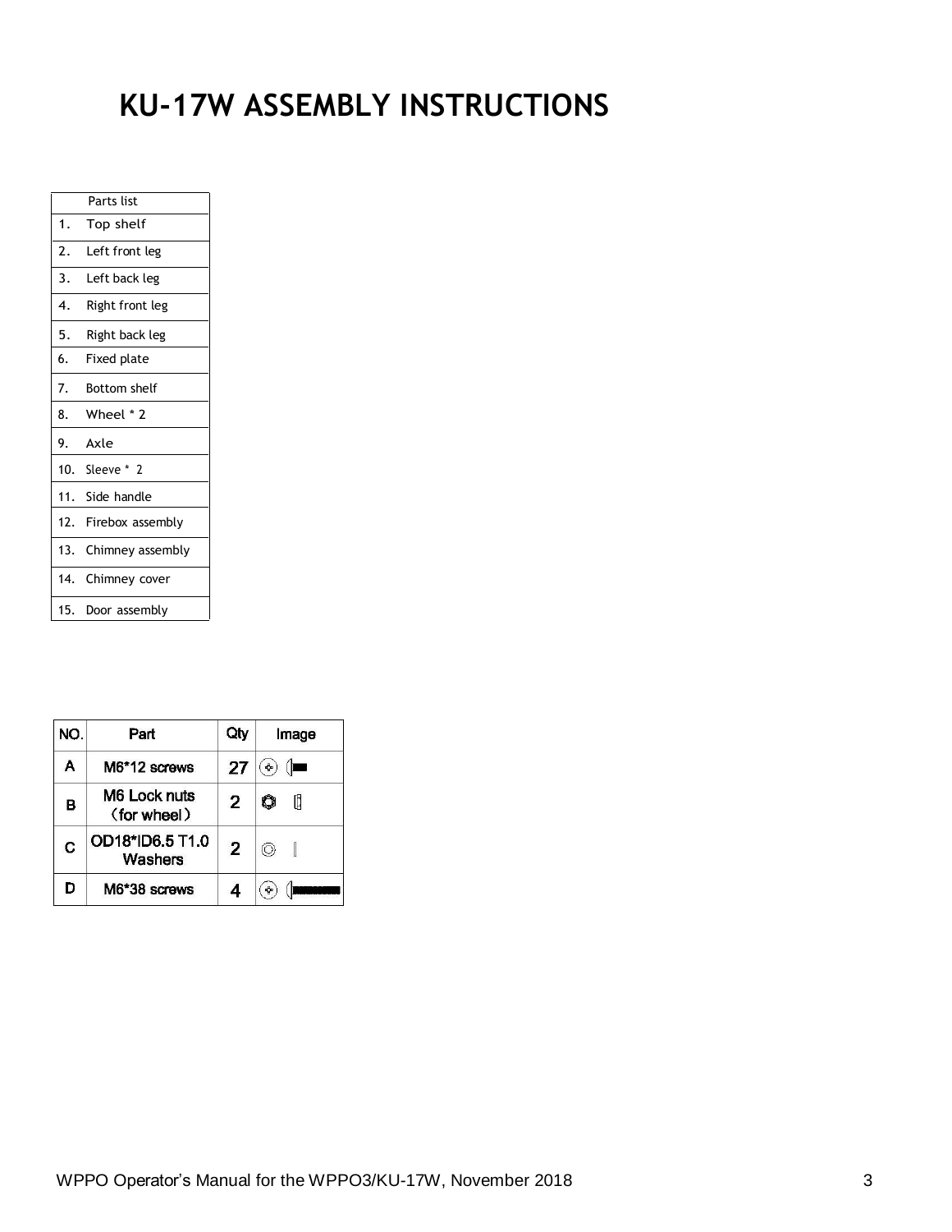# KU-17W ASSEMBLY INSTRUCTIONS

| Parts list | |
|---|---|
| 1. | Top shelf |
| 2. | Left front leg |
| 3. | Left back leg |
| 4. | Right front leg |
| 5. | Right back leg |
| 6. | Fixed plate |
| 7. | Bottom shelf |
| 8. | Wheel * 2 |
| 9. | Axle |
| 10. | Sleeve * 2 |
| 11. | Side handle |
| 12. | Firebox assembly |
| 13. | Chimney assembly |
| 14. | Chimney cover |
| 15. | Door assembly |

| NO. | Part | Qty | Image |
|---|---|---|---|
| A | M6*12 screws | 27 | |
| B | M6 Lock nuts （for wheel） | 2 | |
| C | OD18*ID6.5 T1.0 Washers | 2 | |
| D | M6*38 screws | 4 | |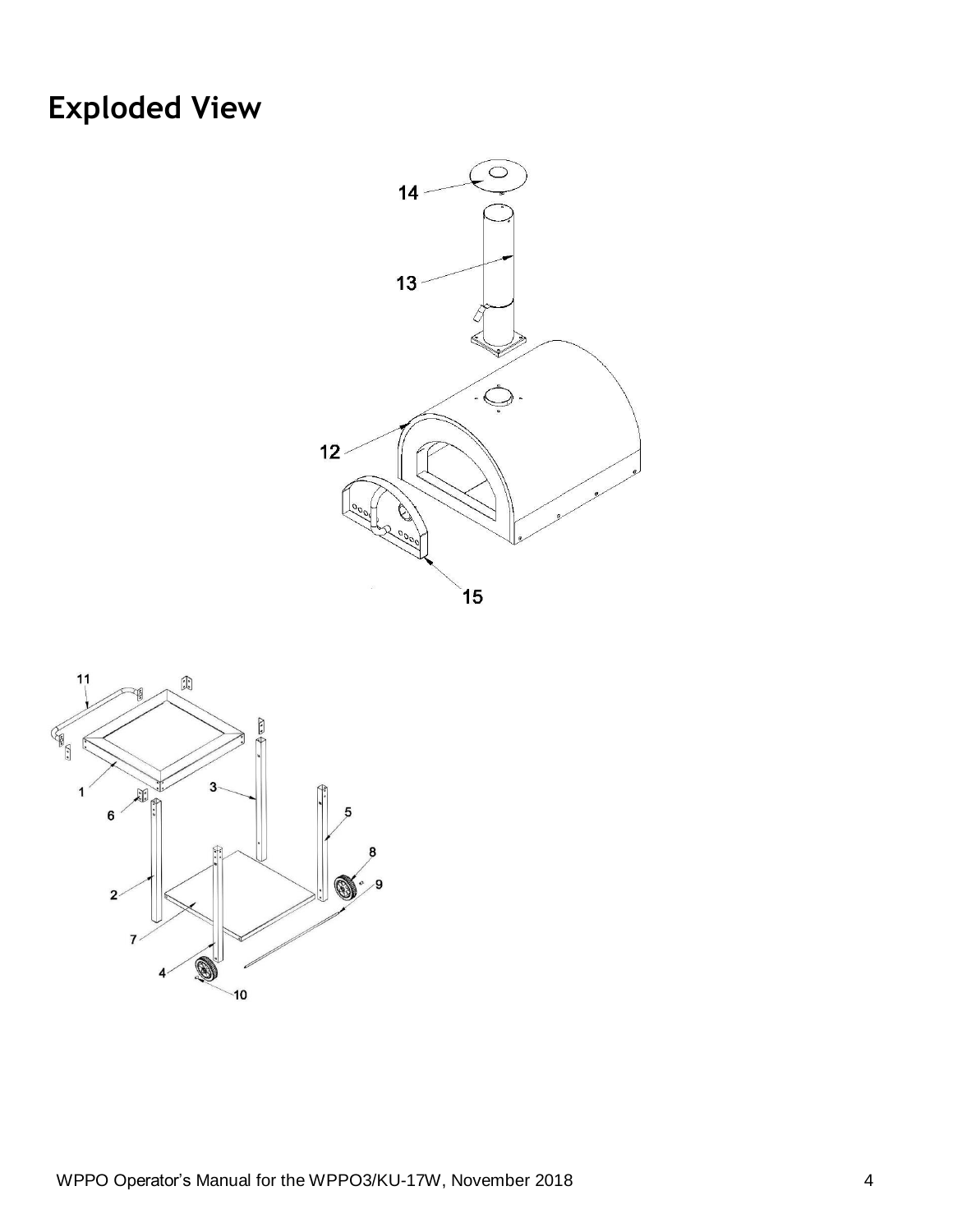# Exploded View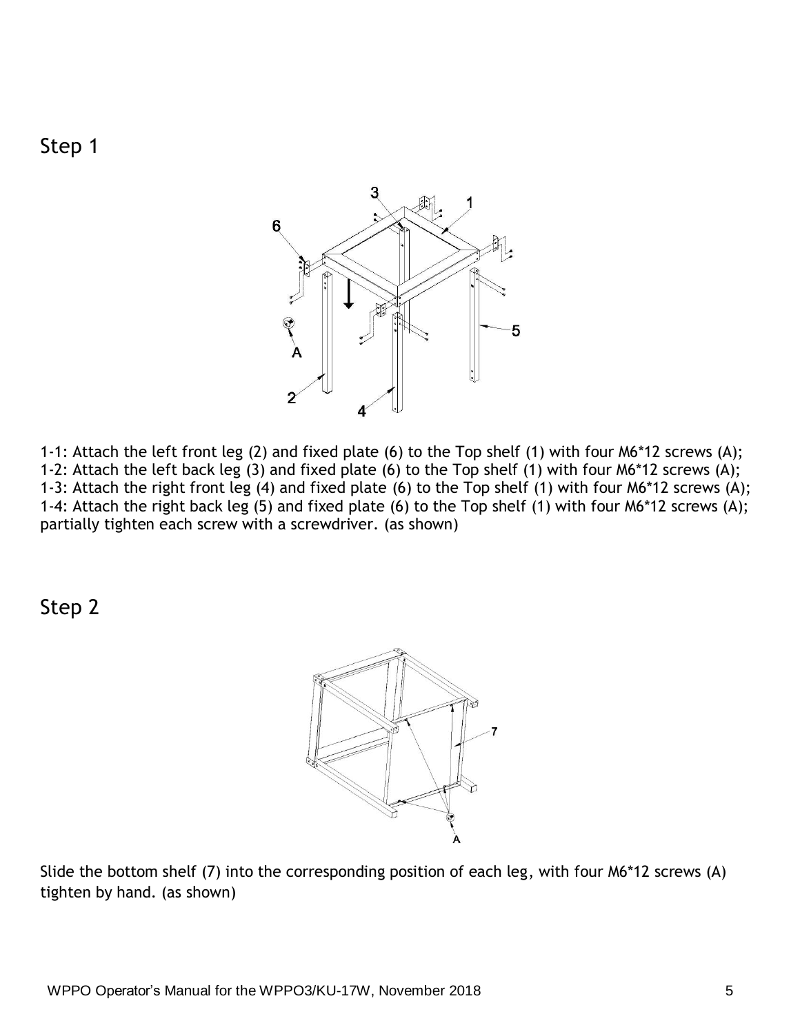## Step 1

1-1: Attach the left front leg (2) and fixed plate (6) to the Top shelf (1) with four M6*12 screws (A);
1-2: Attach the left back leg (3) and fixed plate (6) to the Top shelf (1) with four M6*12 screws (A);
1-3: Attach the right front leg (4) and fixed plate (6) to the Top shelf (1) with four M6*12 screws (A);
1-4: Attach the right back leg (5) and fixed plate (6) to the Top shelf (1) with four M6*12 screws (A); partially tighten each screw with a screwdriver. (as shown)

## Step 2

Slide the bottom shelf (7) into the corresponding position of each leg, with four M6*12 screws (A) tighten by hand. (as shown)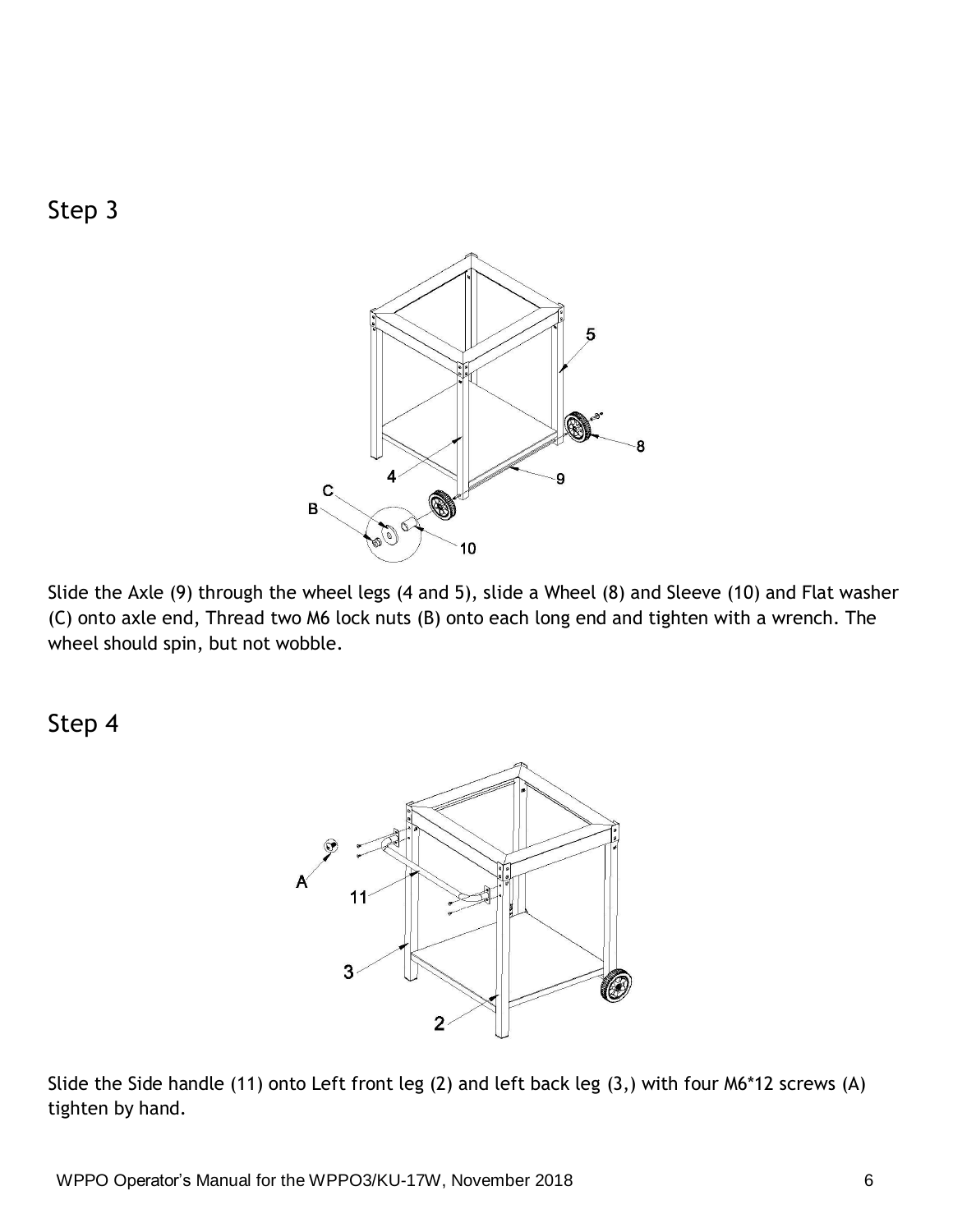## Step 3

Slide the Axle (9) through the wheel legs (4 and 5), slide a Wheel (8) and Sleeve (10) and Flat washer (C) onto axle end, Thread two M6 lock nuts (B) onto each long end and tighten with a wrench. The wheel should spin, but not wobble.

## Step 4

Slide the Side handle (11) onto Left front leg (2) and left back leg (3,) with four M6*12 screws (A) tighten by hand.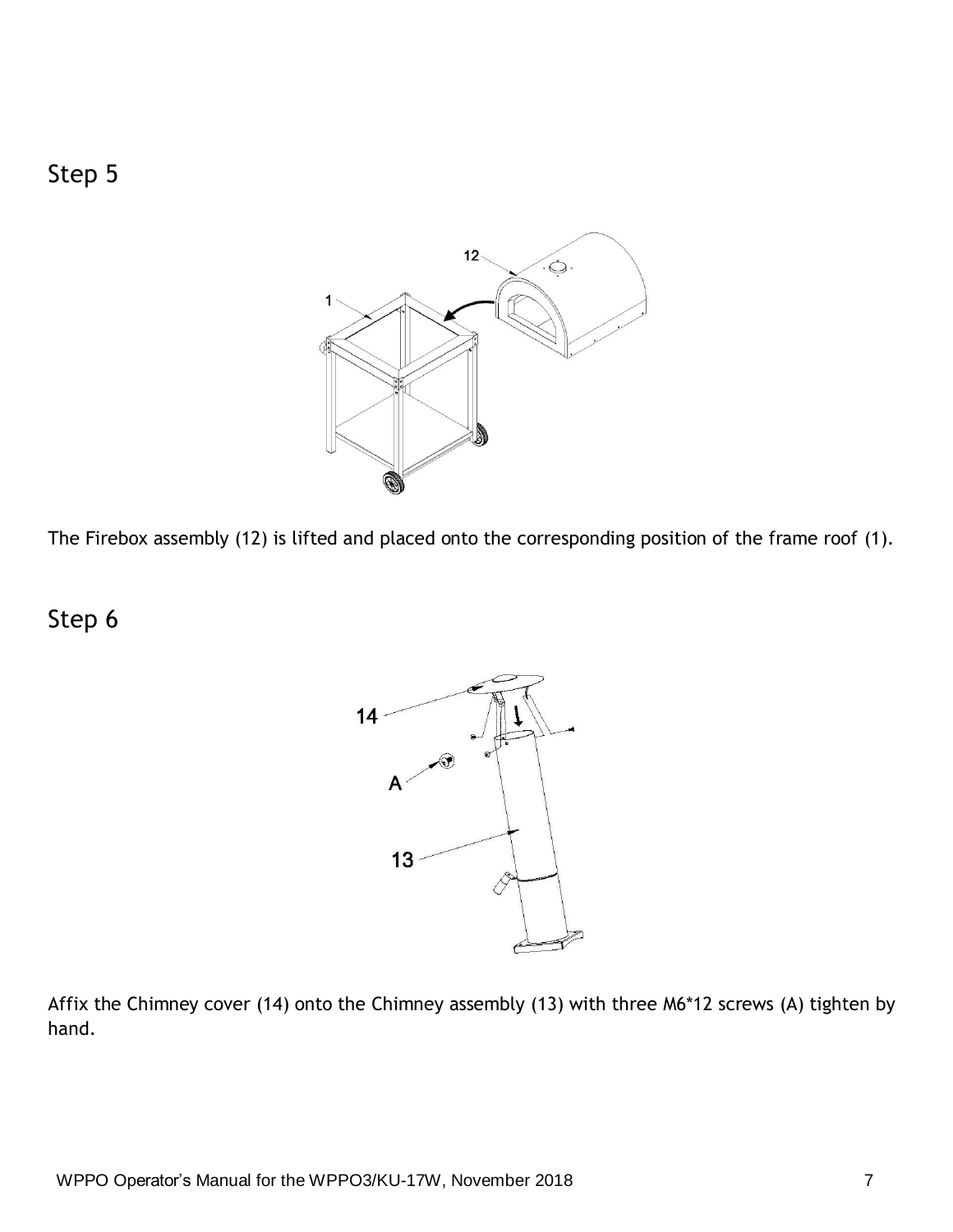## Step 5

The Firebox assembly (12) is lifted and placed onto the corresponding position of the frame roof (1).

## Step 6

Affix the Chimney cover (14) onto the Chimney assembly (13) with three M6*12 screws (A) tighten by hand.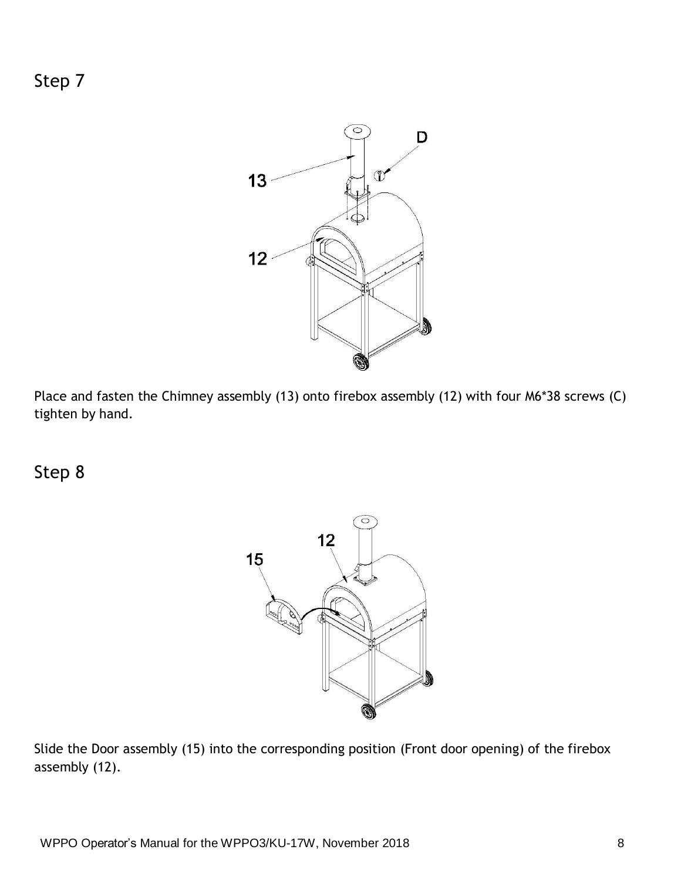## Step 7

Place and fasten the Chimney assembly (13) onto firebox assembly (12) with four M6*38 screws (C) tighten by hand.

## Step 8

Slide the Door assembly (15) into the corresponding position (Front door opening) of the firebox assembly (12).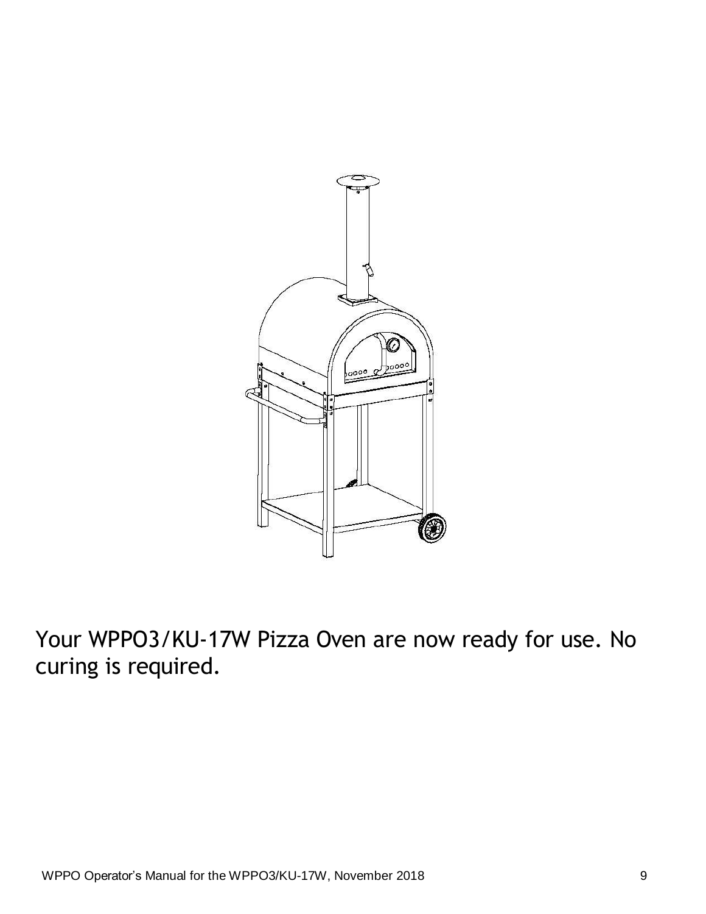Your WPPO3/KU-17W Pizza Oven are now ready for use. No curing is required.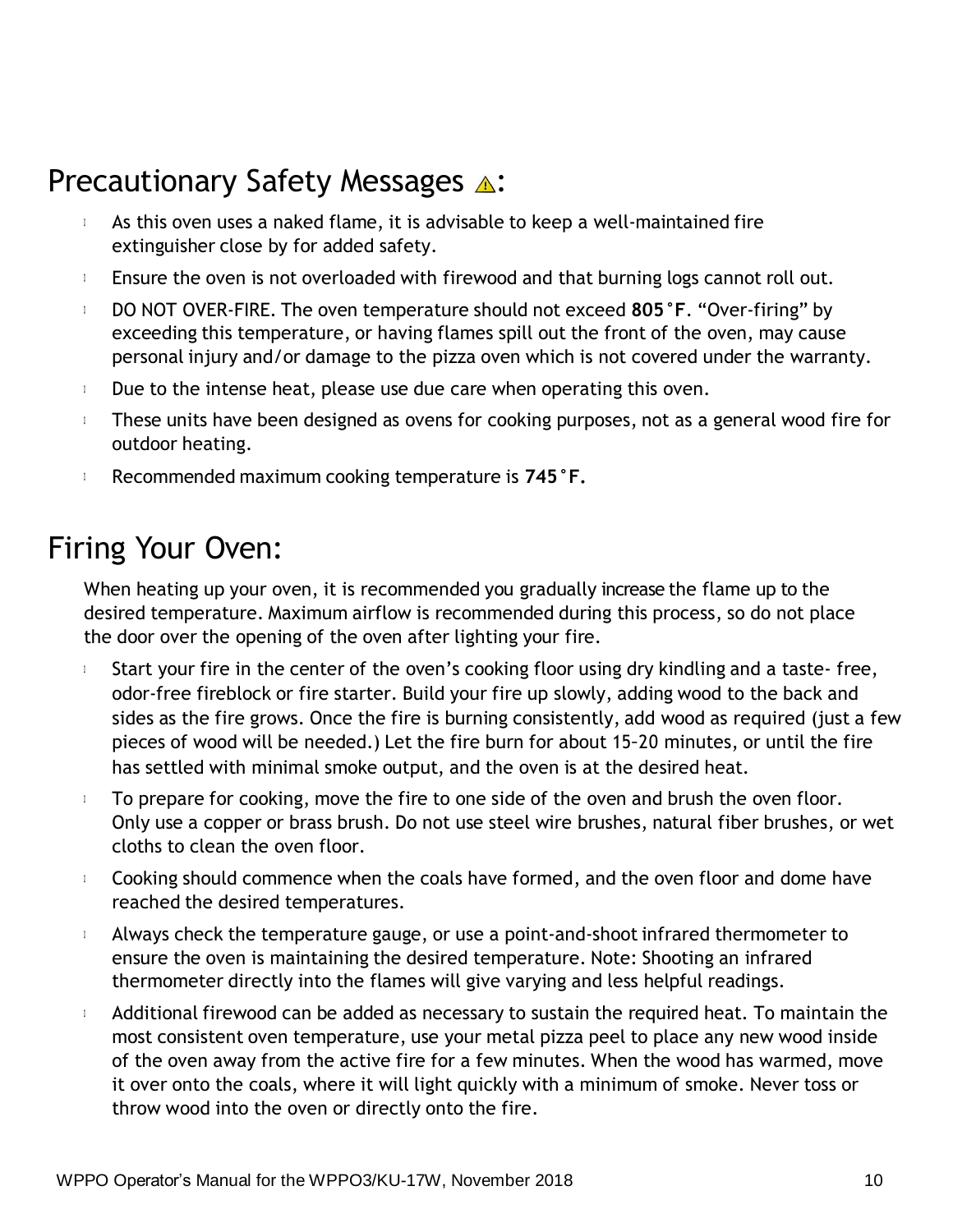## Precautionary Safety Messages ⚠:

- As this oven uses a naked flame, it is advisable to keep a well-maintained fire extinguisher close by for added safety.
- Ensure the oven is not overloaded with firewood and that burning logs cannot roll out.
- DO NOT OVER-FIRE. The oven temperature should not exceed **805°F**. "Over-firing" by exceeding this temperature, or having flames spill out the front of the oven, may cause personal injury and/or damage to the pizza oven which is not covered under the warranty.
- Due to the intense heat, please use due care when operating this oven.
- These units have been designed as ovens for cooking purposes, not as a general wood fire for outdoor heating.
- Recommended maximum cooking temperature is **745°F.**

## Firing Your Oven:

When heating up your oven, it is recommended you gradually increase the flame up to the desired temperature. Maximum airflow is recommended during this process, so do not place the door over the opening of the oven after lighting your fire.

- Start your fire in the center of the oven's cooking floor using dry kindling and a taste- free, odor-free fireblock or fire starter. Build your fire up slowly, adding wood to the back and sides as the fire grows. Once the fire is burning consistently, add wood as required (just a few pieces of wood will be needed.) Let the fire burn for about 15–20 minutes, or until the fire has settled with minimal smoke output, and the oven is at the desired heat.
- To prepare for cooking, move the fire to one side of the oven and brush the oven floor. Only use a copper or brass brush. Do not use steel wire brushes, natural fiber brushes, or wet cloths to clean the oven floor.
- Cooking should commence when the coals have formed, and the oven floor and dome have reached the desired temperatures.
- Always check the temperature gauge, or use a point-and-shoot infrared thermometer to ensure the oven is maintaining the desired temperature. Note: Shooting an infrared thermometer directly into the flames will give varying and less helpful readings.
- Additional firewood can be added as necessary to sustain the required heat. To maintain the most consistent oven temperature, use your metal pizza peel to place any new wood inside of the oven away from the active fire for a few minutes. When the wood has warmed, move it over onto the coals, where it will light quickly with a minimum of smoke. Never toss or throw wood into the oven or directly onto the fire.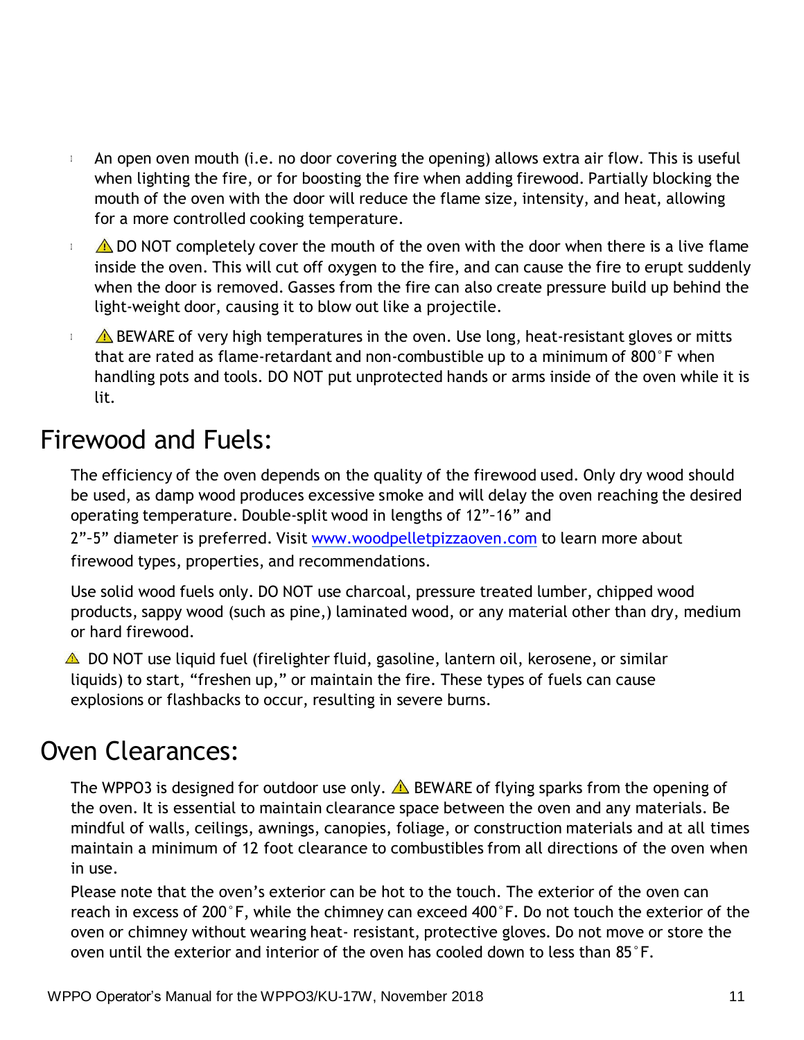- An open oven mouth (i.e. no door covering the opening) allows extra air flow. This is useful when lighting the fire, or for boosting the fire when adding firewood. Partially blocking the mouth of the oven with the door will reduce the flame size, intensity, and heat, allowing for a more controlled cooking temperature.
- ⚠ DO NOT completely cover the mouth of the oven with the door when there is a live flame inside the oven. This will cut off oxygen to the fire, and can cause the fire to erupt suddenly when the door is removed. Gasses from the fire can also create pressure build up behind the light-weight door, causing it to blow out like a projectile.
- ⚠ BEWARE of very high temperatures in the oven. Use long, heat-resistant gloves or mitts that are rated as flame-retardant and non-combustible up to a minimum of 800°F when handling pots and tools. DO NOT put unprotected hands or arms inside of the oven while it is lit.

# Firewood and Fuels:

The efficiency of the oven depends on the quality of the firewood used. Only dry wood should be used, as damp wood produces excessive smoke and will delay the oven reaching the desired operating temperature. Double-split wood in lengths of 12”–16” and 2”–5” diameter is preferred. Visit [www.woodpelletpizzaoven.com](www.woodpelletpizzaoven.com) to learn more about firewood types, properties, and recommendations.

Use solid wood fuels only. DO NOT use charcoal, pressure treated lumber, chipped wood products, sappy wood (such as pine,) laminated wood, or any material other than dry, medium or hard firewood.

⚠ DO NOT use liquid fuel (firelighter fluid, gasoline, lantern oil, kerosene, or similar liquids) to start, “freshen up,” or maintain the fire. These types of fuels can cause explosions or flashbacks to occur, resulting in severe burns.

# Oven Clearances:

The WPPO3 is designed for outdoor use only. ⚠ BEWARE of flying sparks from the opening of the oven. It is essential to maintain clearance space between the oven and any materials. Be mindful of walls, ceilings, awnings, canopies, foliage, or construction materials and at all times maintain a minimum of 12 foot clearance to combustibles from all directions of the oven when in use.

Please note that the oven’s exterior can be hot to the touch. The exterior of the oven can reach in excess of 200°F, while the chimney can exceed 400°F. Do not touch the exterior of the oven or chimney without wearing heat- resistant, protective gloves. Do not move or store the oven until the exterior and interior of the oven has cooled down to less than 85°F.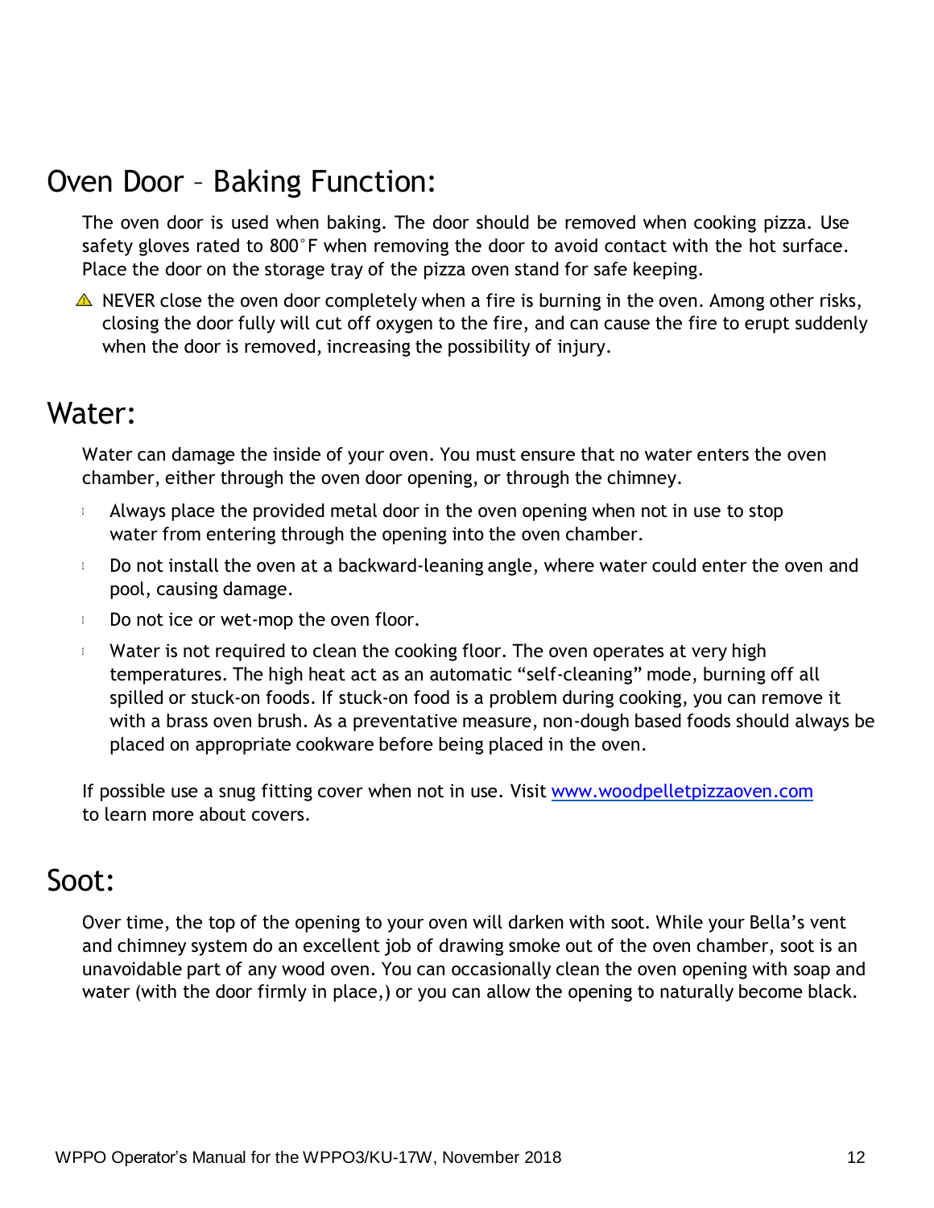## Oven Door – Baking Function:

The oven door is used when baking. The door should be removed when cooking pizza. Use safety gloves rated to 800°F when removing the door to avoid contact with the hot surface. Place the door on the storage tray of the pizza oven stand for safe keeping.

⚠ NEVER close the oven door completely when a fire is burning in the oven. Among other risks, closing the door fully will cut off oxygen to the fire, and can cause the fire to erupt suddenly when the door is removed, increasing the possibility of injury.

## Water:

Water can damage the inside of your oven. You must ensure that no water enters the oven chamber, either through the oven door opening, or through the chimney.

- Always place the provided metal door in the oven opening when not in use to stop water from entering through the opening into the oven chamber.
- Do not install the oven at a backward-leaning angle, where water could enter the oven and pool, causing damage.
- Do not ice or wet-mop the oven floor.
- Water is not required to clean the cooking floor. The oven operates at very high temperatures. The high heat act as an automatic “self-cleaning” mode, burning off all spilled or stuck-on foods. If stuck-on food is a problem during cooking, you can remove it with a brass oven brush. As a preventative measure, non-dough based foods should always be placed on appropriate cookware before being placed in the oven.

If possible use a snug fitting cover when not in use. Visit www.woodpelletpizzaoven.com to learn more about covers.

## Soot:

Over time, the top of the opening to your oven will darken with soot. While your Bella’s vent and chimney system do an excellent job of drawing smoke out of the oven chamber, soot is an unavoidable part of any wood oven. You can occasionally clean the oven opening with soap and water (with the door firmly in place,) or you can allow the opening to naturally become black.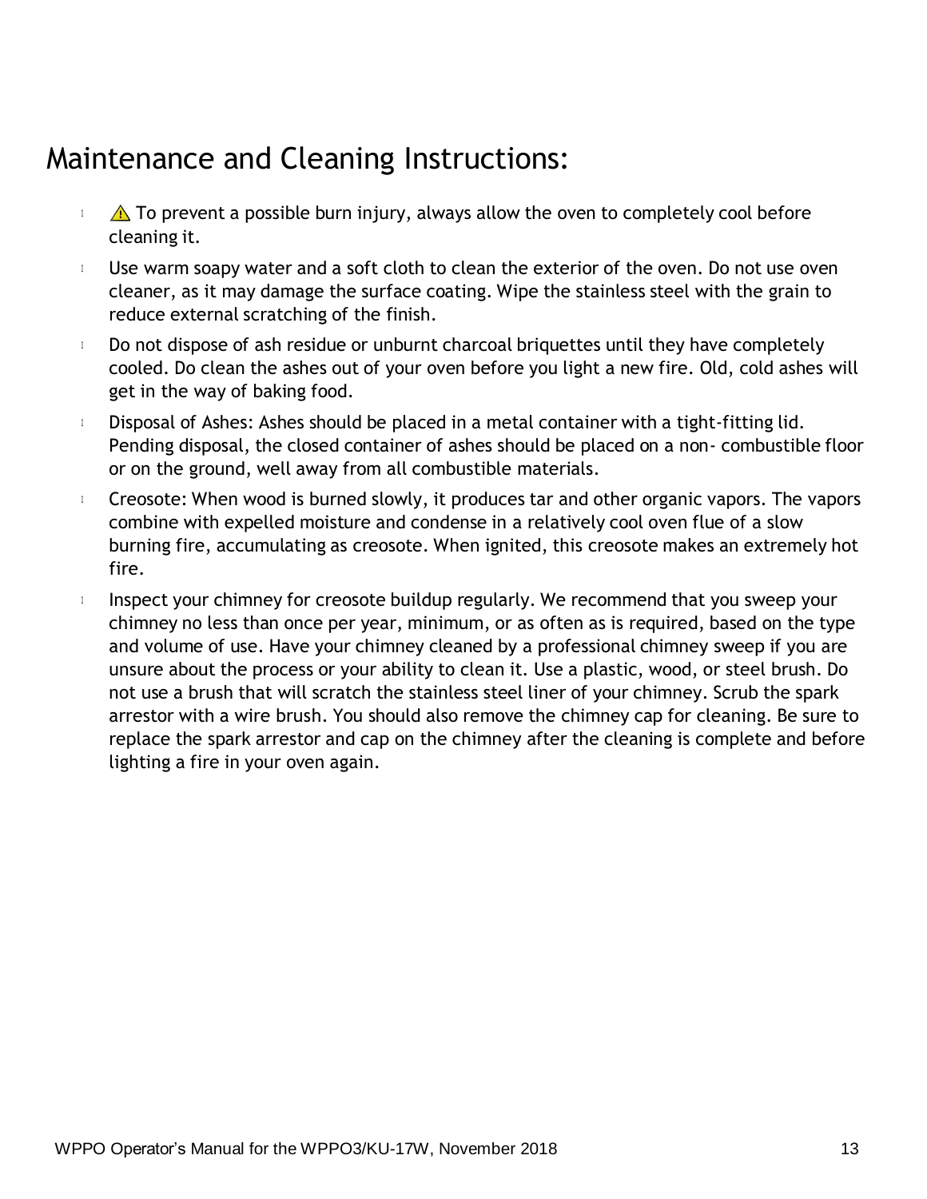# Maintenance and Cleaning Instructions:

- ⚠ To prevent a possible burn injury, always allow the oven to completely cool before cleaning it.
- Use warm soapy water and a soft cloth to clean the exterior of the oven. Do not use oven cleaner, as it may damage the surface coating. Wipe the stainless steel with the grain to reduce external scratching of the finish.
- Do not dispose of ash residue or unburnt charcoal briquettes until they have completely cooled. Do clean the ashes out of your oven before you light a new fire. Old, cold ashes will get in the way of baking food.
- Disposal of Ashes: Ashes should be placed in a metal container with a tight-fitting lid. Pending disposal, the closed container of ashes should be placed on a non- combustible floor or on the ground, well away from all combustible materials.
- Creosote: When wood is burned slowly, it produces tar and other organic vapors. The vapors combine with expelled moisture and condense in a relatively cool oven flue of a slow burning fire, accumulating as creosote. When ignited, this creosote makes an extremely hot fire.
- Inspect your chimney for creosote buildup regularly. We recommend that you sweep your chimney no less than once per year, minimum, or as often as is required, based on the type and volume of use. Have your chimney cleaned by a professional chimney sweep if you are unsure about the process or your ability to clean it. Use a plastic, wood, or steel brush. Do not use a brush that will scratch the stainless steel liner of your chimney. Scrub the spark arrestor with a wire brush. You should also remove the chimney cap for cleaning. Be sure to replace the spark arrestor and cap on the chimney after the cleaning is complete and before lighting a fire in your oven again.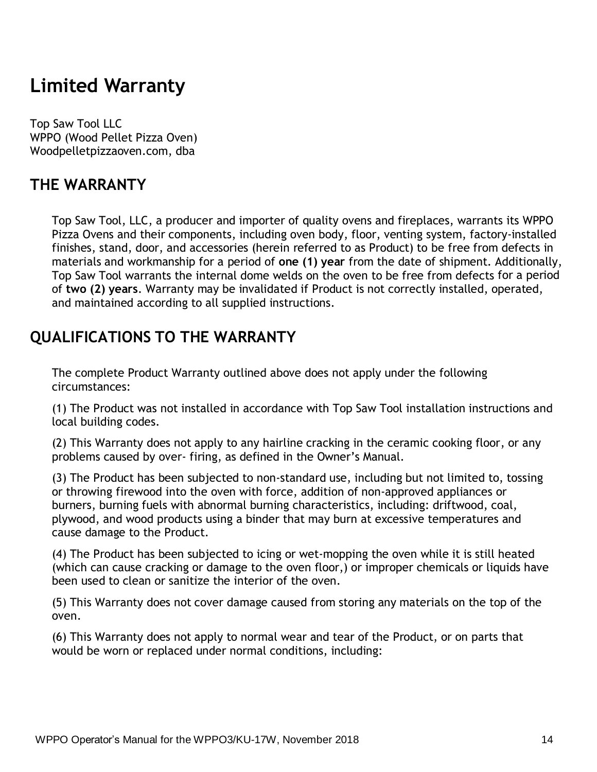# Limited Warranty

Top Saw Tool LLC
WPPO (Wood Pellet Pizza Oven)
Woodpelletpizzaoven.com, dba

## THE WARRANTY

Top Saw Tool, LLC, a producer and importer of quality ovens and fireplaces, warrants its WPPO Pizza Ovens and their components, including oven body, floor, venting system, factory-installed finishes, stand, door, and accessories (herein referred to as Product) to be free from defects in materials and workmanship for a period of **one (1) year** from the date of shipment. Additionally, Top Saw Tool warrants the internal dome welds on the oven to be free from defects for a period of **two (2) years**. Warranty may be invalidated if Product is not correctly installed, operated, and maintained according to all supplied instructions.

## QUALIFICATIONS TO THE WARRANTY

The complete Product Warranty outlined above does not apply under the following circumstances:

(1) The Product was not installed in accordance with Top Saw Tool installation instructions and local building codes.

(2) This Warranty does not apply to any hairline cracking in the ceramic cooking floor, or any problems caused by over- firing, as defined in the Owner's Manual.

(3) The Product has been subjected to non-standard use, including but not limited to, tossing or throwing firewood into the oven with force, addition of non-approved appliances or burners, burning fuels with abnormal burning characteristics, including: driftwood, coal, plywood, and wood products using a binder that may burn at excessive temperatures and cause damage to the Product.

(4) The Product has been subjected to icing or wet-mopping the oven while it is still heated (which can cause cracking or damage to the oven floor,) or improper chemicals or liquids have been used to clean or sanitize the interior of the oven.

(5) This Warranty does not cover damage caused from storing any materials on the top of the oven.

(6) This Warranty does not apply to normal wear and tear of the Product, or on parts that would be worn or replaced under normal conditions, including: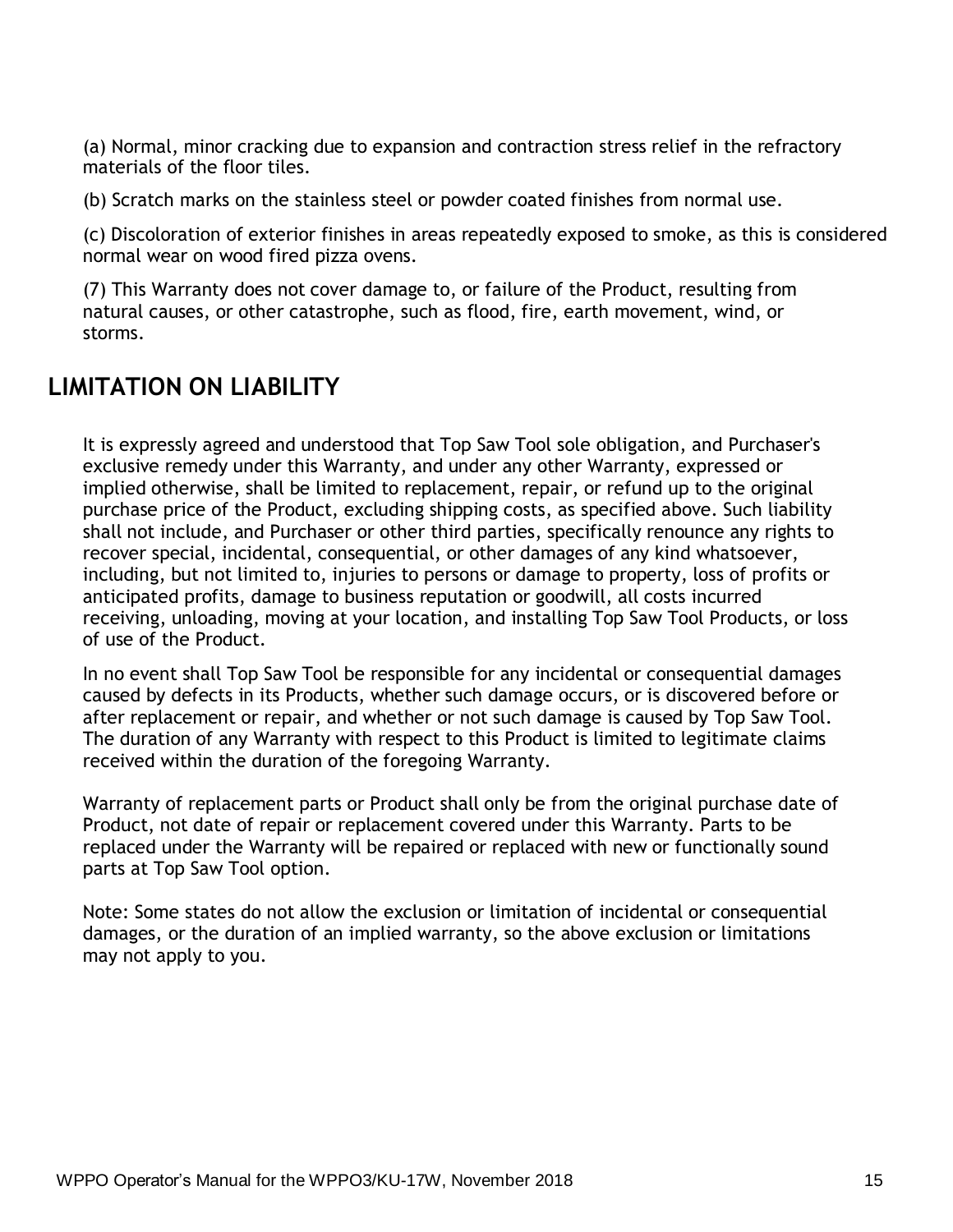(a) Normal, minor cracking due to expansion and contraction stress relief in the refractory materials of the floor tiles.

(b) Scratch marks on the stainless steel or powder coated finishes from normal use.

(c) Discoloration of exterior finishes in areas repeatedly exposed to smoke, as this is considered normal wear on wood fired pizza ovens.

(7) This Warranty does not cover damage to, or failure of the Product, resulting from natural causes, or other catastrophe, such as flood, fire, earth movement, wind, or storms.

## LIMITATION ON LIABILITY

It is expressly agreed and understood that Top Saw Tool sole obligation, and Purchaser's exclusive remedy under this Warranty, and under any other Warranty, expressed or implied otherwise, shall be limited to replacement, repair, or refund up to the original purchase price of the Product, excluding shipping costs, as specified above. Such liability shall not include, and Purchaser or other third parties, specifically renounce any rights to recover special, incidental, consequential, or other damages of any kind whatsoever, including, but not limited to, injuries to persons or damage to property, loss of profits or anticipated profits, damage to business reputation or goodwill, all costs incurred receiving, unloading, moving at your location, and installing Top Saw Tool Products, or loss of use of the Product.

In no event shall Top Saw Tool be responsible for any incidental or consequential damages caused by defects in its Products, whether such damage occurs, or is discovered before or after replacement or repair, and whether or not such damage is caused by Top Saw Tool. The duration of any Warranty with respect to this Product is limited to legitimate claims received within the duration of the foregoing Warranty.

Warranty of replacement parts or Product shall only be from the original purchase date of Product, not date of repair or replacement covered under this Warranty. Parts to be replaced under the Warranty will be repaired or replaced with new or functionally sound parts at Top Saw Tool option.

Note: Some states do not allow the exclusion or limitation of incidental or consequential damages, or the duration of an implied warranty, so the above exclusion or limitations may not apply to you.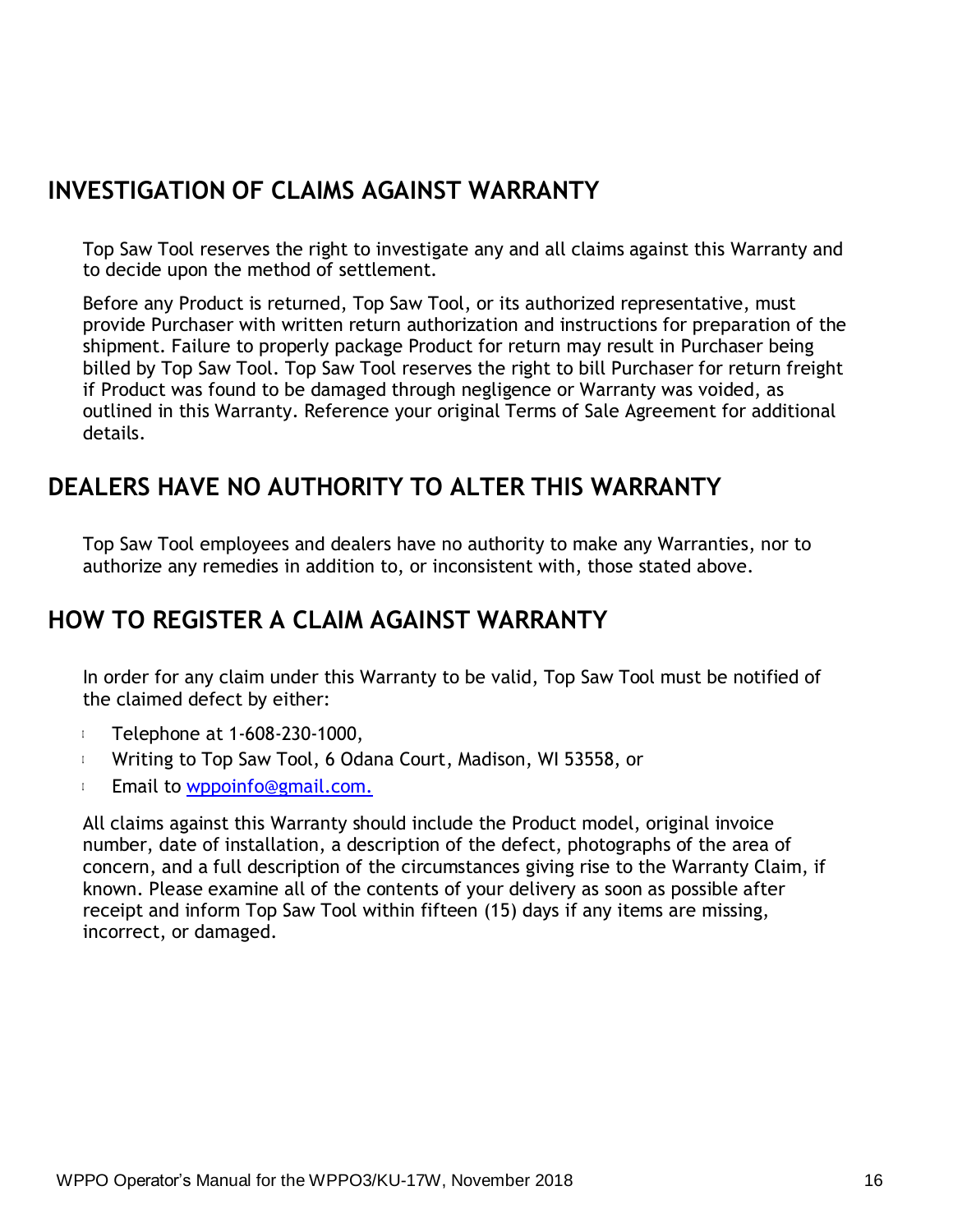## INVESTIGATION OF CLAIMS AGAINST WARRANTY

Top Saw Tool reserves the right to investigate any and all claims against this Warranty and to decide upon the method of settlement.

Before any Product is returned, Top Saw Tool, or its authorized representative, must provide Purchaser with written return authorization and instructions for preparation of the shipment. Failure to properly package Product for return may result in Purchaser being billed by Top Saw Tool. Top Saw Tool reserves the right to bill Purchaser for return freight if Product was found to be damaged through negligence or Warranty was voided, as outlined in this Warranty. Reference your original Terms of Sale Agreement for additional details.

## DEALERS HAVE NO AUTHORITY TO ALTER THIS WARRANTY

Top Saw Tool employees and dealers have no authority to make any Warranties, nor to authorize any remedies in addition to, or inconsistent with, those stated above.

## HOW TO REGISTER A CLAIM AGAINST WARRANTY

In order for any claim under this Warranty to be valid, Top Saw Tool must be notified of the claimed defect by either:

- Telephone at 1-608-230-1000,
- Writing to Top Saw Tool, 6 Odana Court, Madison, WI 53558, or
- Email to wppoinfo@gmail.com.

All claims against this Warranty should include the Product model, original invoice number, date of installation, a description of the defect, photographs of the area of concern, and a full description of the circumstances giving rise to the Warranty Claim, if known. Please examine all of the contents of your delivery as soon as possible after receipt and inform Top Saw Tool within fifteen (15) days if any items are missing, incorrect, or damaged.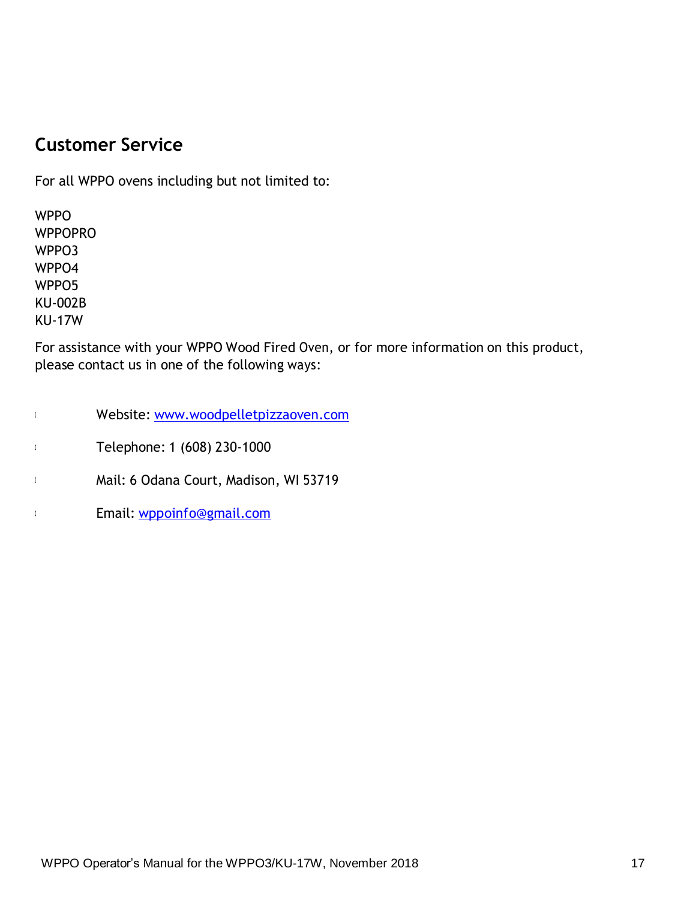## Customer Service

For all WPPO ovens including but not limited to:

WPPO  
WPPOPRO  
WPPO3  
WPPO4  
WPPO5  
KU-002B  
KU-17W

For assistance with your WPPO Wood Fired Oven, or for more information on this product, please contact us in one of the following ways:

- Website: www.woodpelletpizzaoven.com
- Telephone: 1 (608) 230-1000
- Mail: 6 Odana Court, Madison, WI 53719
- Email: wppoinfo@gmail.com